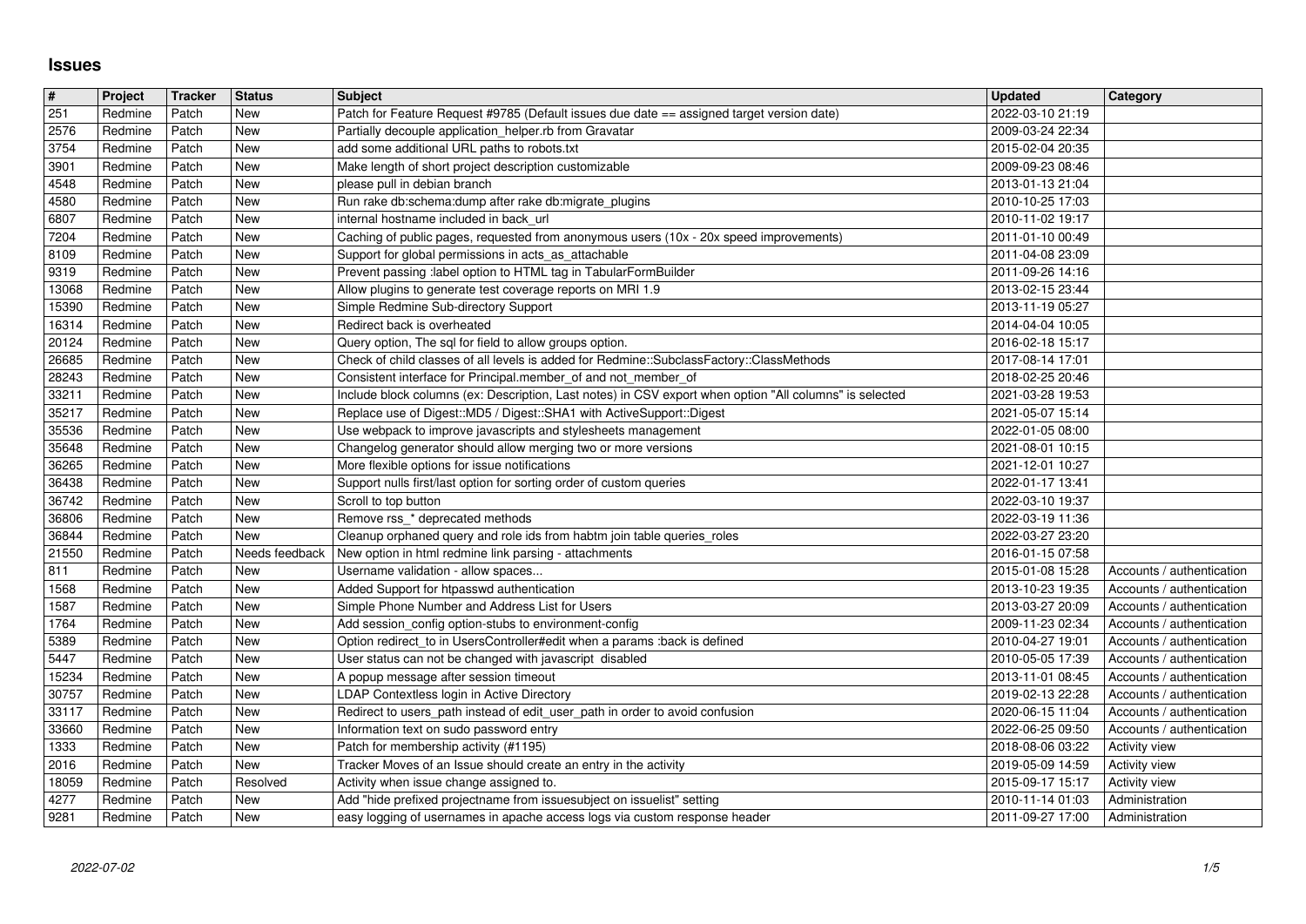# Issues

| # | Project | Tracker | Status | Subject | Updated | Category |
| --- | --- | --- | --- | --- | --- | --- |
| 251 | Redmine | Patch | New | Patch for Feature Request #9785 (Default issues due date == assigned target version date) | 2022-03-10 21:19 | |
| 2576 | Redmine | Patch | New | Partially decouple application_helper.rb from Gravatar | 2009-03-24 22:34 | |
| 3754 | Redmine | Patch | New | add some additional URL paths to robots.txt | 2015-02-04 20:35 | |
| 3901 | Redmine | Patch | New | Make length of short project description customizable | 2009-09-23 08:46 | |
| 4548 | Redmine | Patch | New | please pull in debian branch | 2013-01-13 21:04 | |
| 4580 | Redmine | Patch | New | Run rake db:schema:dump after rake db:migrate_plugins | 2010-10-25 17:03 | |
| 6807 | Redmine | Patch | New | internal hostname included in back_url | 2010-11-02 19:17 | |
| 7204 | Redmine | Patch | New | Caching of public pages, requested from anonymous users (10x - 20x speed improvements) | 2011-01-10 00:49 | |
| 8109 | Redmine | Patch | New | Support for global permissions in acts_as_attachable | 2011-04-08 23:09 | |
| 9319 | Redmine | Patch | New | Prevent passing :label option to HTML tag in TabularFormBuilder | 2011-09-26 14:16 | |
| 13068 | Redmine | Patch | New | Allow plugins to generate test coverage reports on MRI 1.9 | 2013-02-15 23:44 | |
| 15390 | Redmine | Patch | New | Simple Redmine Sub-directory Support | 2013-11-19 05:27 | |
| 16314 | Redmine | Patch | New | Redirect back is overheated | 2014-04-04 10:05 | |
| 20124 | Redmine | Patch | New | Query option, The sql for field to allow groups option. | 2016-02-18 15:17 | |
| 26685 | Redmine | Patch | New | Check of child classes of all levels is added for Redmine::SubclassFactory::ClassMethods | 2017-08-14 17:01 | |
| 28243 | Redmine | Patch | New | Consistent interface for Principal.member_of and not_member_of | 2018-02-25 20:46 | |
| 33211 | Redmine | Patch | New | Include block columns (ex: Description, Last notes) in CSV export when option "All columns" is selected | 2021-03-28 19:53 | |
| 35217 | Redmine | Patch | New | Replace use of Digest::MD5 / Digest::SHA1 with ActiveSupport::Digest | 2021-05-07 15:14 | |
| 35536 | Redmine | Patch | New | Use webpack to improve javascripts and stylesheets management | 2022-01-05 08:00 | |
| 35648 | Redmine | Patch | New | Changelog generator should allow merging two or more versions | 2021-08-01 10:15 | |
| 36265 | Redmine | Patch | New | More flexible options for issue notifications | 2021-12-01 10:27 | |
| 36438 | Redmine | Patch | New | Support nulls first/last option for sorting order of custom queries | 2022-01-17 13:41 | |
| 36742 | Redmine | Patch | New | Scroll to top button | 2022-03-10 19:37 | |
| 36806 | Redmine | Patch | New | Remove rss_* deprecated methods | 2022-03-19 11:36 | |
| 36844 | Redmine | Patch | New | Cleanup orphaned query and role ids from habtm join table queries_roles | 2022-03-27 23:20 | |
| 21550 | Redmine | Patch | Needs feedback | New option in html redmine link parsing - attachments | 2016-01-15 07:58 | |
| 811 | Redmine | Patch | New | Username validation - allow spaces... | 2015-01-08 15:28 | Accounts / authentication |
| 1568 | Redmine | Patch | New | Added Support for htpasswd authentication | 2013-10-23 19:35 | Accounts / authentication |
| 1587 | Redmine | Patch | New | Simple Phone Number and Address List for Users | 2013-03-27 20:09 | Accounts / authentication |
| 1764 | Redmine | Patch | New | Add session_config option-stubs to environment-config | 2009-11-23 02:34 | Accounts / authentication |
| 5389 | Redmine | Patch | New | Option redirect_to in UsersController#edit when a params :back is defined | 2010-04-27 19:01 | Accounts / authentication |
| 5447 | Redmine | Patch | New | User status can not be changed with javascript disabled | 2010-05-05 17:39 | Accounts / authentication |
| 15234 | Redmine | Patch | New | A popup message after session timeout | 2013-11-01 08:45 | Accounts / authentication |
| 30757 | Redmine | Patch | New | LDAP Contextless login in Active Directory | 2019-02-13 22:28 | Accounts / authentication |
| 33117 | Redmine | Patch | New | Redirect to users_path instead of edit_user_path in order to avoid confusion | 2020-06-15 11:04 | Accounts / authentication |
| 33660 | Redmine | Patch | New | Information text on sudo password entry | 2022-06-25 09:50 | Accounts / authentication |
| 1333 | Redmine | Patch | New | Patch for membership activity (#1195) | 2018-08-06 03:22 | Activity view |
| 2016 | Redmine | Patch | New | Tracker Moves of an Issue should create an entry in the activity | 2019-05-09 14:59 | Activity view |
| 18059 | Redmine | Patch | Resolved | Activity when issue change assigned to. | 2015-09-17 15:17 | Activity view |
| 4277 | Redmine | Patch | New | Add "hide prefixed projectname from issuesubject on issuelist" setting | 2010-11-14 01:03 | Administration |
| 9281 | Redmine | Patch | New | easy logging of usernames in apache access logs via custom response header | 2011-09-27 17:00 | Administration |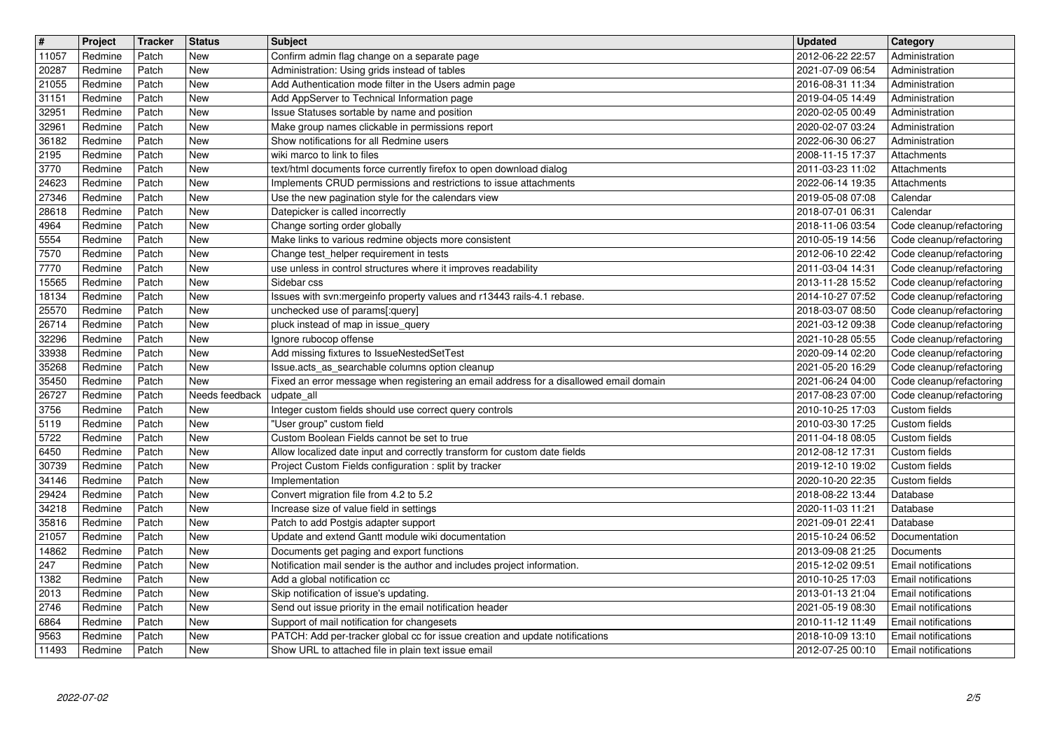| # | Project | Tracker | Status | Subject | Updated | Category |
|---|---|---|---|---|---|---|
| 11057 | Redmine | Patch | New | Confirm admin flag change on a separate page | 2012-06-22 22:57 | Administration |
| 20287 | Redmine | Patch | New | Administration: Using grids instead of tables | 2021-07-09 06:54 | Administration |
| 21055 | Redmine | Patch | New | Add Authentication mode filter in the Users admin page | 2016-08-31 11:34 | Administration |
| 31151 | Redmine | Patch | New | Add AppServer to Technical Information page | 2019-04-05 14:49 | Administration |
| 32951 | Redmine | Patch | New | Issue Statuses sortable by name and position | 2020-02-05 00:49 | Administration |
| 32961 | Redmine | Patch | New | Make group names clickable in permissions report | 2020-02-07 03:24 | Administration |
| 36182 | Redmine | Patch | New | Show notifications for all Redmine users | 2022-06-30 06:27 | Administration |
| 2195 | Redmine | Patch | New | wiki marco to link to files | 2008-11-15 17:37 | Attachments |
| 3770 | Redmine | Patch | New | text/html documents force currently firefox to open download dialog | 2011-03-23 11:02 | Attachments |
| 24623 | Redmine | Patch | New | Implements CRUD permissions and restrictions to issue attachments | 2022-06-14 19:35 | Attachments |
| 27346 | Redmine | Patch | New | Use the new pagination style for the calendars view | 2019-05-08 07:08 | Calendar |
| 28618 | Redmine | Patch | New | Datepicker is called incorrectly | 2018-07-01 06:31 | Calendar |
| 4964 | Redmine | Patch | New | Change sorting order globally | 2018-11-06 03:54 | Code cleanup/refactoring |
| 5554 | Redmine | Patch | New | Make links to various redmine objects more consistent | 2010-05-19 14:56 | Code cleanup/refactoring |
| 7570 | Redmine | Patch | New | Change test_helper requirement in tests | 2012-06-10 22:42 | Code cleanup/refactoring |
| 7770 | Redmine | Patch | New | use unless in control structures where it improves readability | 2011-03-04 14:31 | Code cleanup/refactoring |
| 15565 | Redmine | Patch | New | Sidebar css | 2013-11-28 15:52 | Code cleanup/refactoring |
| 18134 | Redmine | Patch | New | Issues with svn:mergeinfo property values and r13443 rails-4.1 rebase. | 2014-10-27 07:52 | Code cleanup/refactoring |
| 25570 | Redmine | Patch | New | unchecked use of params[:query] | 2018-03-07 08:50 | Code cleanup/refactoring |
| 26714 | Redmine | Patch | New | pluck instead of map in issue_query | 2021-03-12 09:38 | Code cleanup/refactoring |
| 32296 | Redmine | Patch | New | Ignore rubocop offense | 2021-10-28 05:55 | Code cleanup/refactoring |
| 33938 | Redmine | Patch | New | Add missing fixtures to IssueNestedSetTest | 2020-09-14 02:20 | Code cleanup/refactoring |
| 35268 | Redmine | Patch | New | Issue.acts_as_searchable columns option cleanup | 2021-05-20 16:29 | Code cleanup/refactoring |
| 35450 | Redmine | Patch | New | Fixed an error message when registering an email address for a disallowed email domain | 2021-06-24 04:00 | Code cleanup/refactoring |
| 26727 | Redmine | Patch | Needs feedback | udpate_all | 2017-08-23 07:00 | Code cleanup/refactoring |
| 3756 | Redmine | Patch | New | Integer custom fields should use correct query controls | 2010-10-25 17:03 | Custom fields |
| 5119 | Redmine | Patch | New | "User group" custom field | 2010-03-30 17:25 | Custom fields |
| 5722 | Redmine | Patch | New | Custom Boolean Fields cannot be set to true | 2011-04-18 08:05 | Custom fields |
| 6450 | Redmine | Patch | New | Allow localized date input and correctly transform for custom date fields | 2012-08-12 17:31 | Custom fields |
| 30739 | Redmine | Patch | New | Project Custom Fields configuration : split by tracker | 2019-12-10 19:02 | Custom fields |
| 34146 | Redmine | Patch | New | Implementation | 2020-10-20 22:35 | Custom fields |
| 29424 | Redmine | Patch | New | Convert migration file from 4.2 to 5.2 | 2018-08-22 13:44 | Database |
| 34218 | Redmine | Patch | New | Increase size of value field in settings | 2020-11-03 11:21 | Database |
| 35816 | Redmine | Patch | New | Patch to add Postgis adapter support | 2021-09-01 22:41 | Database |
| 21057 | Redmine | Patch | New | Update and extend Gantt module wiki documentation | 2015-10-24 06:52 | Documentation |
| 14862 | Redmine | Patch | New | Documents get paging and export functions | 2013-09-08 21:25 | Documents |
| 247 | Redmine | Patch | New | Notification mail sender is the author and includes project information. | 2015-12-02 09:51 | Email notifications |
| 1382 | Redmine | Patch | New | Add a global notification cc | 2010-10-25 17:03 | Email notifications |
| 2013 | Redmine | Patch | New | Skip notification of issue's updating. | 2013-01-13 21:04 | Email notifications |
| 2746 | Redmine | Patch | New | Send out issue priority in the email notification header | 2021-05-19 08:30 | Email notifications |
| 6864 | Redmine | Patch | New | Support of mail notification for changesets | 2010-11-12 11:49 | Email notifications |
| 9563 | Redmine | Patch | New | PATCH: Add per-tracker global cc for issue creation and update notifications | 2018-10-09 13:10 | Email notifications |
| 11493 | Redmine | Patch | New | Show URL to attached file in plain text issue email | 2012-07-25 00:10 | Email notifications |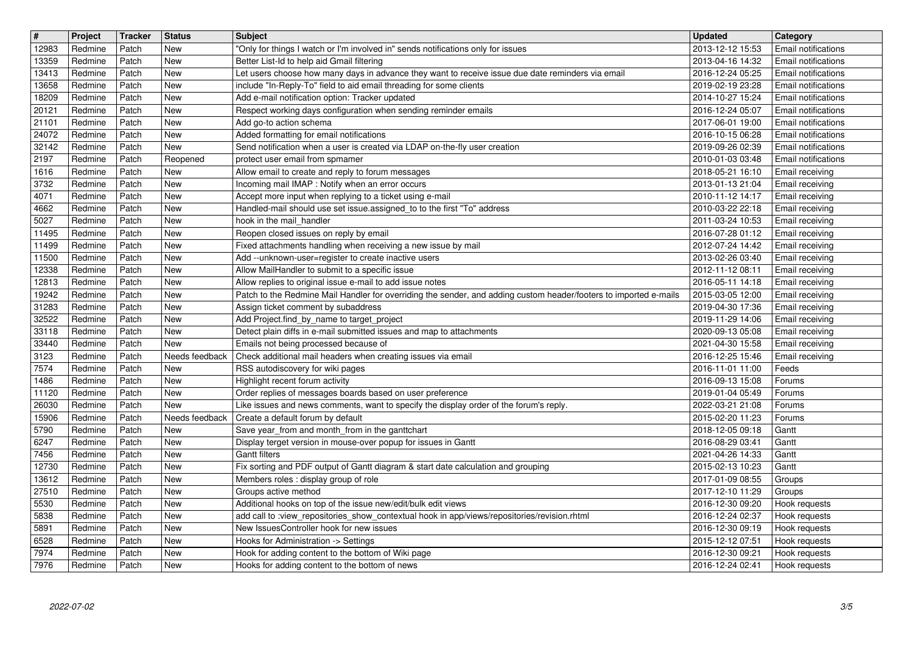| # | Project | Tracker | Status | Subject | Updated | Category |
| --- | --- | --- | --- | --- | --- | --- |
| 12983 | Redmine | Patch | New | "Only for things I watch or I'm involved in" sends notifications only for issues | 2013-12-12 15:53 | Email notifications |
| 13359 | Redmine | Patch | New | Better List-Id to help aid Gmail filtering | 2013-04-16 14:32 | Email notifications |
| 13413 | Redmine | Patch | New | Let users choose how many days in advance they want to receive issue due date reminders via email | 2016-12-24 05:25 | Email notifications |
| 13658 | Redmine | Patch | New | include "In-Reply-To" field to aid email threading for some clients | 2019-02-19 23:28 | Email notifications |
| 18209 | Redmine | Patch | New | Add e-mail notification option: Tracker updated | 2014-10-27 15:24 | Email notifications |
| 20121 | Redmine | Patch | New | Respect working days configuration when sending reminder emails | 2016-12-24 05:07 | Email notifications |
| 21101 | Redmine | Patch | New | Add go-to action schema | 2017-06-01 19:00 | Email notifications |
| 24072 | Redmine | Patch | New | Added formatting for email notifications | 2016-10-15 06:28 | Email notifications |
| 32142 | Redmine | Patch | New | Send notification when a user is created via LDAP on-the-fly user creation | 2019-09-26 02:39 | Email notifications |
| 2197 | Redmine | Patch | Reopened | protect user email from spmamer | 2010-01-03 03:48 | Email notifications |
| 1616 | Redmine | Patch | New | Allow email to create and reply to forum messages | 2018-05-21 16:10 | Email receiving |
| 3732 | Redmine | Patch | New | Incoming mail IMAP : Notify when an error occurs | 2013-01-13 21:04 | Email receiving |
| 4071 | Redmine | Patch | New | Accept more input when replying to a ticket using e-mail | 2010-11-12 14:17 | Email receiving |
| 4662 | Redmine | Patch | New | Handled-mail should use set issue.assigned_to to the first "To" address | 2010-03-22 22:18 | Email receiving |
| 5027 | Redmine | Patch | New | hook in the mail_handler | 2011-03-24 10:53 | Email receiving |
| 11495 | Redmine | Patch | New | Reopen closed issues on reply by email | 2016-07-28 01:12 | Email receiving |
| 11499 | Redmine | Patch | New | Fixed attachments handling when receiving a new issue by mail | 2012-07-24 14:42 | Email receiving |
| 11500 | Redmine | Patch | New | Add --unknown-user=register to create inactive users | 2013-02-26 03:40 | Email receiving |
| 12338 | Redmine | Patch | New | Allow MailHandler to submit to a specific issue | 2012-11-12 08:11 | Email receiving |
| 12813 | Redmine | Patch | New | Allow replies to original issue e-mail to add issue notes | 2016-05-11 14:18 | Email receiving |
| 19242 | Redmine | Patch | New | Patch to the Redmine Mail Handler for overriding the sender, and adding custom header/footers to imported e-mails | 2015-03-05 12:00 | Email receiving |
| 31283 | Redmine | Patch | New | Assign ticket comment by subaddress | 2019-04-30 17:36 | Email receiving |
| 32522 | Redmine | Patch | New | Add Project.find_by_name to target_project | 2019-11-29 14:06 | Email receiving |
| 33118 | Redmine | Patch | New | Detect plain diffs in e-mail submitted issues and map to attachments | 2020-09-13 05:08 | Email receiving |
| 33440 | Redmine | Patch | New | Emails not being processed because of | 2021-04-30 15:58 | Email receiving |
| 3123 | Redmine | Patch | Needs feedback | Check additional mail headers when creating issues via email | 2016-12-25 15:46 | Email receiving |
| 7574 | Redmine | Patch | New | RSS autodiscovery for wiki pages | 2016-11-01 11:00 | Feeds |
| 1486 | Redmine | Patch | New | Highlight recent forum activity | 2016-09-13 15:08 | Forums |
| 11120 | Redmine | Patch | New | Order replies of messages boards based on user preference | 2019-01-04 05:49 | Forums |
| 26030 | Redmine | Patch | New | Like issues and news comments, want to specify the display order of the forum's reply. | 2022-03-21 21:08 | Forums |
| 15906 | Redmine | Patch | Needs feedback | Create a default forum by default | 2015-02-20 11:23 | Forums |
| 5790 | Redmine | Patch | New | Save year_from and month_from in the ganttchart | 2018-12-05 09:18 | Gantt |
| 6247 | Redmine | Patch | New | Display terget version in mouse-over popup for issues in Gantt | 2016-08-29 03:41 | Gantt |
| 7456 | Redmine | Patch | New | Gantt filters | 2021-04-26 14:33 | Gantt |
| 12730 | Redmine | Patch | New | Fix sorting and PDF output of Gantt diagram & start date calculation and grouping | 2015-02-13 10:23 | Gantt |
| 13612 | Redmine | Patch | New | Members roles : display group of role | 2017-01-09 08:55 | Groups |
| 27510 | Redmine | Patch | New | Groups active method | 2017-12-10 11:29 | Groups |
| 5530 | Redmine | Patch | New | Additional hooks on top of the issue new/edit/bulk edit views | 2016-12-30 09:20 | Hook requests |
| 5838 | Redmine | Patch | New | add call to :view_repositories_show_contextual hook in app/views/repositories/revision.rhtml | 2016-12-24 02:37 | Hook requests |
| 5891 | Redmine | Patch | New | New IssuesController hook for new issues | 2016-12-30 09:19 | Hook requests |
| 6528 | Redmine | Patch | New | Hooks for Administration -> Settings | 2015-12-12 07:51 | Hook requests |
| 7974 | Redmine | Patch | New | Hook for adding content to the bottom of Wiki page | 2016-12-30 09:21 | Hook requests |
| 7976 | Redmine | Patch | New | Hooks for adding content to the bottom of news | 2016-12-24 02:41 | Hook requests |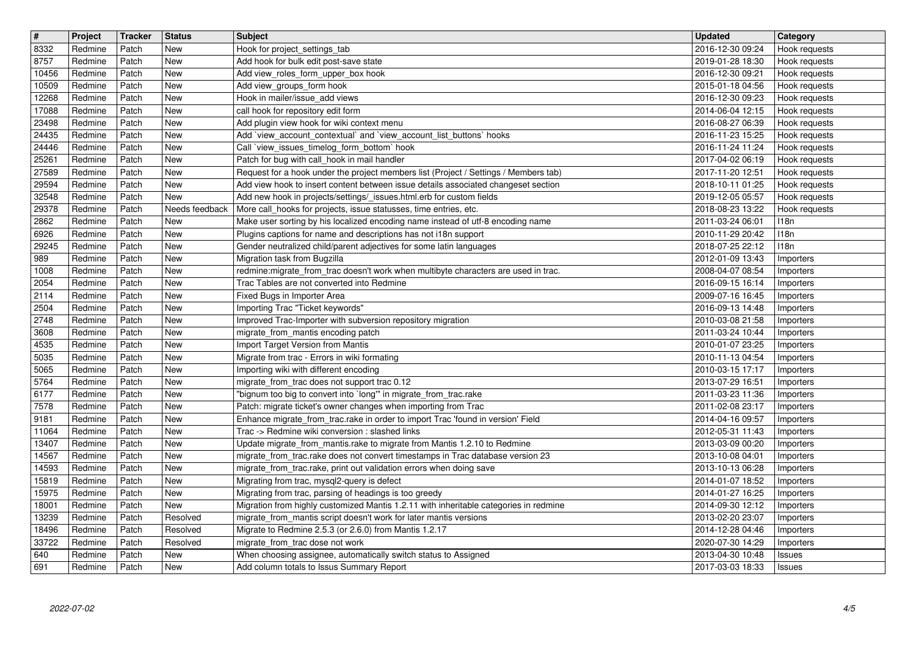| # | Project | Tracker | Status | Subject | Updated | Category |
| --- | --- | --- | --- | --- | --- | --- |
| 8332 | Redmine | Patch | New | Hook for project_settings_tab | 2016-12-30 09:24 | Hook requests |
| 8757 | Redmine | Patch | New | Add hook for bulk edit post-save state | 2019-01-28 18:30 | Hook requests |
| 10456 | Redmine | Patch | New | Add view_roles_form_upper_box hook | 2016-12-30 09:21 | Hook requests |
| 10509 | Redmine | Patch | New | Add view_groups_form hook | 2015-01-18 04:56 | Hook requests |
| 12268 | Redmine | Patch | New | Hook in mailer/issue_add views | 2016-12-30 09:23 | Hook requests |
| 17088 | Redmine | Patch | New | call hook for repository edit form | 2014-06-04 12:15 | Hook requests |
| 23498 | Redmine | Patch | New | Add plugin view hook for wiki context menu | 2016-08-27 06:39 | Hook requests |
| 24435 | Redmine | Patch | New | Add `view_account_contextual` and `view_account_list_buttons` hooks | 2016-11-23 15:25 | Hook requests |
| 24446 | Redmine | Patch | New | Call `view_issues_timelog_form_bottom` hook | 2016-11-24 11:24 | Hook requests |
| 25261 | Redmine | Patch | New | Patch for bug with call_hook in mail handler | 2017-04-02 06:19 | Hook requests |
| 27589 | Redmine | Patch | New | Request for a hook under the project members list (Project / Settings / Members tab) | 2017-11-20 12:51 | Hook requests |
| 29594 | Redmine | Patch | New | Add view hook to insert content between issue details associated changeset section | 2018-10-11 01:25 | Hook requests |
| 32548 | Redmine | Patch | New | Add new hook in projects/settings/_issues.html.erb for custom fields | 2019-12-05 05:57 | Hook requests |
| 29378 | Redmine | Patch | Needs feedback | More call_hooks for projects, issue statusses, time entries, etc. | 2018-08-23 13:22 | Hook requests |
| 2862 | Redmine | Patch | New | Make user sorting by his localized encoding name instead of utf-8 encoding name | 2011-03-24 06:01 | I18n |
| 6926 | Redmine | Patch | New | Plugins captions for name and descriptions has not i18n support | 2010-11-29 20:42 | I18n |
| 29245 | Redmine | Patch | New | Gender neutralized child/parent adjectives for some latin languages | 2018-07-25 22:12 | I18n |
| 989 | Redmine | Patch | New | Migration task from Bugzilla | 2012-01-09 13:43 | Importers |
| 1008 | Redmine | Patch | New | redmine:migrate_from_trac doesn't work when multibyte characters are used in trac. | 2008-04-07 08:54 | Importers |
| 2054 | Redmine | Patch | New | Trac Tables are not converted into Redmine | 2016-09-15 16:14 | Importers |
| 2114 | Redmine | Patch | New | Fixed Bugs in Importer Area | 2009-07-16 16:45 | Importers |
| 2504 | Redmine | Patch | New | Importing Trac "Ticket keywords" | 2016-09-13 14:48 | Importers |
| 2748 | Redmine | Patch | New | Improved Trac-Importer with subversion repository migration | 2010-03-08 21:58 | Importers |
| 3608 | Redmine | Patch | New | migrate_from_mantis encoding patch | 2011-03-24 10:44 | Importers |
| 4535 | Redmine | Patch | New | Import Target Version from Mantis | 2010-01-07 23:25 | Importers |
| 5035 | Redmine | Patch | New | Migrate from trac - Errors in wiki formating | 2010-11-13 04:54 | Importers |
| 5065 | Redmine | Patch | New | Importing wiki with different encoding | 2010-03-15 17:17 | Importers |
| 5764 | Redmine | Patch | New | migrate_from_trac does not support trac 0.12 | 2013-07-29 16:51 | Importers |
| 6177 | Redmine | Patch | New | "bignum too big to convert into `long'" in migrate_from_trac.rake | 2011-03-23 11:36 | Importers |
| 7578 | Redmine | Patch | New | Patch: migrate ticket's owner changes when importing from Trac | 2011-02-08 23:17 | Importers |
| 9181 | Redmine | Patch | New | Enhance migrate_from_trac.rake in order to import Trac 'found in version' Field | 2014-04-16 09:57 | Importers |
| 11064 | Redmine | Patch | New | Trac -> Redmine wiki conversion : slashed links | 2012-05-31 11:43 | Importers |
| 13407 | Redmine | Patch | New | Update migrate_from_mantis.rake to migrate from Mantis 1.2.10 to Redmine | 2013-03-09 00:20 | Importers |
| 14567 | Redmine | Patch | New | migrate_from_trac.rake does not convert timestamps in Trac database version 23 | 2013-10-08 04:01 | Importers |
| 14593 | Redmine | Patch | New | migrate_from_trac.rake, print out validation errors when doing save | 2013-10-13 06:28 | Importers |
| 15819 | Redmine | Patch | New | Migrating from trac, mysql2-query is defect | 2014-01-07 18:52 | Importers |
| 15975 | Redmine | Patch | New | Migrating from trac, parsing of headings is too greedy | 2014-01-27 16:25 | Importers |
| 18001 | Redmine | Patch | New | Migration from highly customized Mantis 1.2.11 with inheritable categories in redmine | 2014-09-30 12:12 | Importers |
| 13239 | Redmine | Patch | Resolved | migrate_from_mantis script doesn't work for later mantis versions | 2013-02-20 23:07 | Importers |
| 18496 | Redmine | Patch | Resolved | Migrate to Redmine 2.5.3 (or 2.6.0) from Mantis 1.2.17 | 2014-12-28 04:46 | Importers |
| 33722 | Redmine | Patch | Resolved | migrate_from_trac dose not work | 2020-07-30 14:29 | Importers |
| 640 | Redmine | Patch | New | When choosing assignee, automatically switch status to Assigned | 2013-04-30 10:48 | Issues |
| 691 | Redmine | Patch | New | Add column totals to Issus Summary Report | 2017-03-03 18:33 | Issues |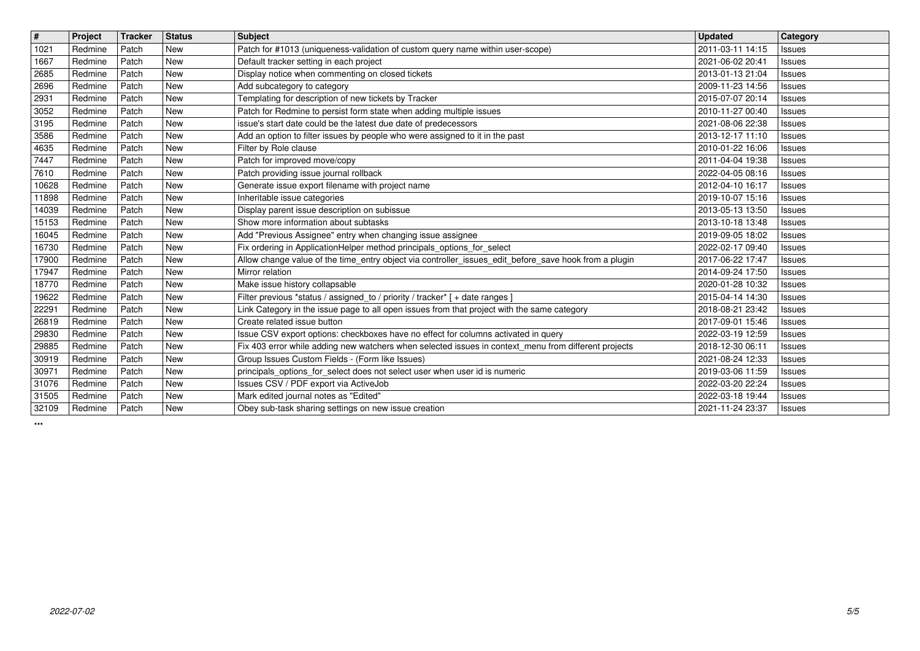| # | Project | Tracker | Status | Subject | Updated | Category |
| --- | --- | --- | --- | --- | --- | --- |
| 1021 | Redmine | Patch | New | Patch for #1013 (uniqueness-validation of custom query name within user-scope) | 2011-03-11 14:15 | Issues |
| 1667 | Redmine | Patch | New | Default tracker setting in each project | 2021-06-02 20:41 | Issues |
| 2685 | Redmine | Patch | New | Display notice when commenting on closed tickets | 2013-01-13 21:04 | Issues |
| 2696 | Redmine | Patch | New | Add subcategory to category | 2009-11-23 14:56 | Issues |
| 2931 | Redmine | Patch | New | Templating for description of new tickets by Tracker | 2015-07-07 20:14 | Issues |
| 3052 | Redmine | Patch | New | Patch for Redmine to persist form state when adding multiple issues | 2010-11-27 00:40 | Issues |
| 3195 | Redmine | Patch | New | issue's start date could be the latest due date of predecessors | 2021-08-06 22:38 | Issues |
| 3586 | Redmine | Patch | New | Add an option to filter issues by people who were assigned to it in the past | 2013-12-17 11:10 | Issues |
| 4635 | Redmine | Patch | New | Filter by Role clause | 2010-01-22 16:06 | Issues |
| 7447 | Redmine | Patch | New | Patch for improved move/copy | 2011-04-04 19:38 | Issues |
| 7610 | Redmine | Patch | New | Patch providing issue journal rollback | 2022-04-05 08:16 | Issues |
| 10628 | Redmine | Patch | New | Generate issue export filename with project name | 2012-04-10 16:17 | Issues |
| 11898 | Redmine | Patch | New | Inheritable issue categories | 2019-10-07 15:16 | Issues |
| 14039 | Redmine | Patch | New | Display parent issue description on subissue | 2013-05-13 13:50 | Issues |
| 15153 | Redmine | Patch | New | Show more information about subtasks | 2013-10-18 13:48 | Issues |
| 16045 | Redmine | Patch | New | Add "Previous Assignee" entry when changing issue assignee | 2019-09-05 18:02 | Issues |
| 16730 | Redmine | Patch | New | Fix ordering in ApplicationHelper method principals_options_for_select | 2022-02-17 09:40 | Issues |
| 17900 | Redmine | Patch | New | Allow change value of the time_entry object via controller_issues_edit_before_save hook from a plugin | 2017-06-22 17:47 | Issues |
| 17947 | Redmine | Patch | New | Mirror relation | 2014-09-24 17:50 | Issues |
| 18770 | Redmine | Patch | New | Make issue history collapsable | 2020-01-28 10:32 | Issues |
| 19622 | Redmine | Patch | New | Filter previous *status / assigned_to / priority / tracker* [ + date ranges ] | 2015-04-14 14:30 | Issues |
| 22291 | Redmine | Patch | New | Link Category in the issue page to all open issues from that project with the same category | 2018-08-21 23:42 | Issues |
| 26819 | Redmine | Patch | New | Create related issue button | 2017-09-01 15:46 | Issues |
| 29830 | Redmine | Patch | New | Issue CSV export options: checkboxes have no effect for columns activated in query | 2022-03-19 12:59 | Issues |
| 29885 | Redmine | Patch | New | Fix 403 error while adding new watchers when selected issues in context_menu from different projects | 2018-12-30 06:11 | Issues |
| 30919 | Redmine | Patch | New | Group Issues Custom Fields - (Form like Issues) | 2021-08-24 12:33 | Issues |
| 30971 | Redmine | Patch | New | principals_options_for_select does not select user when user id is numeric | 2019-03-06 11:59 | Issues |
| 31076 | Redmine | Patch | New | Issues CSV / PDF export via ActiveJob | 2022-03-20 22:24 | Issues |
| 31505 | Redmine | Patch | New | Mark edited journal notes as "Edited" | 2022-03-18 19:44 | Issues |
| 32109 | Redmine | Patch | New | Obey sub-task sharing settings on new issue creation | 2021-11-24 23:37 | Issues |

...